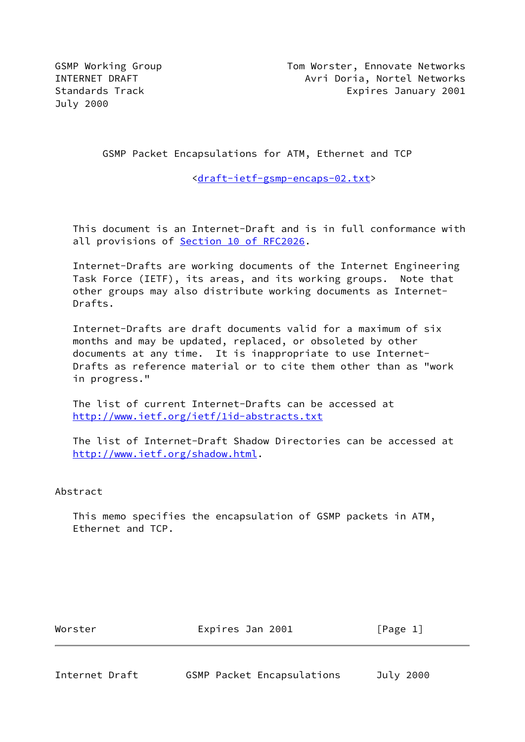GSMP Working Group  
INTERNET DRAFT  
Standards Track  
July 2000

Tom Worster, Ennovate Networks  
Avri Doria, Nortel Networks  
Expires January 2001

# GSMP Packet Encapsulations for ATM, Ethernet and TCP

<draft-ietf-gsmp-encaps-02.txt>

This document is an Internet-Draft and is in full conformance with all provisions of Section 10 of RFC2026.

Internet-Drafts are working documents of the Internet Engineering Task Force (IETF), its areas, and its working groups. Note that other groups may also distribute working documents as Internet-Drafts.

Internet-Drafts are draft documents valid for a maximum of six months and may be updated, replaced, or obsoleted by other documents at any time. It is inappropriate to use Internet-Drafts as reference material or to cite them other than as "work in progress."

The list of current Internet-Drafts can be accessed at http://www.ietf.org/ietf/1id-abstracts.txt

The list of Internet-Draft Shadow Directories can be accessed at http://www.ietf.org/shadow.html.

## Abstract

This memo specifies the encapsulation of GSMP packets in ATM, Ethernet and TCP.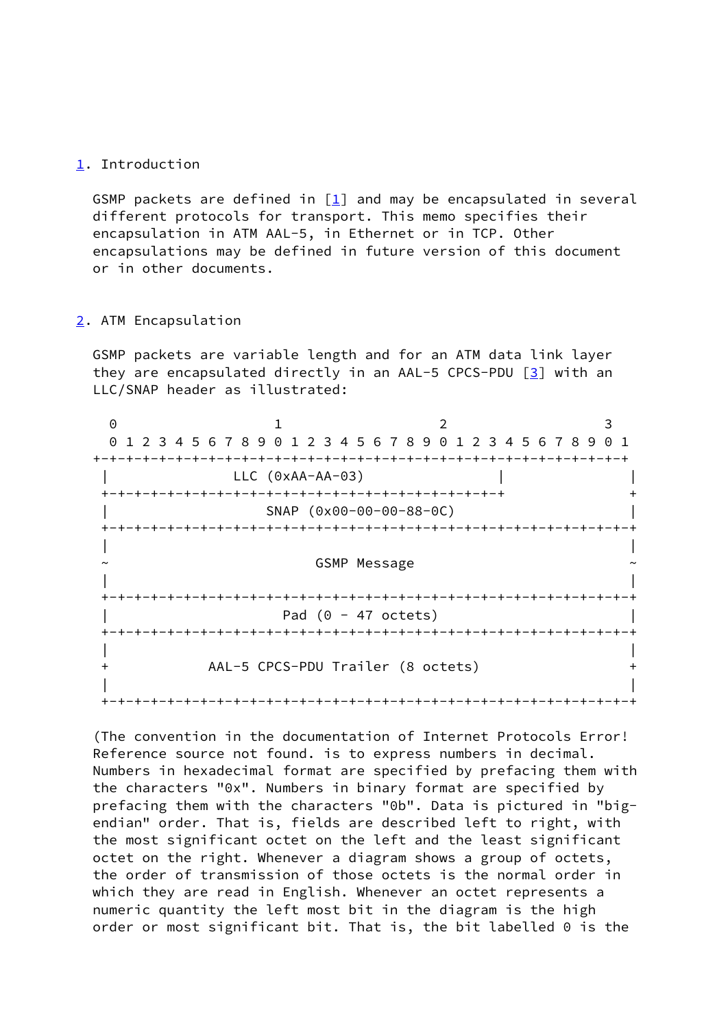## 1. Introduction

GSMP packets are defined in [1] and may be encapsulated in several different protocols for transport. This memo specifies their encapsulation in ATM AAL-5, in Ethernet or in TCP. Other encapsulations may be defined in future version of this document or in other documents.

## 2. ATM Encapsulation

GSMP packets are variable length and for an ATM data link layer they are encapsulated directly in an AAL-5 CPCS-PDU [3] with an LLC/SNAP header as illustrated:

```
 0                   1                   2                   3
 0 1 2 3 4 5 6 7 8 9 0 1 2 3 4 5 6 7 8 9 0 1 2 3 4 5 6 7 8 9 0 1
+-+-+-+-+-+-+-+-+-+-+-+-+-+-+-+-+-+-+-+-+-+-+-+-+-+-+-+-+-+-+-+-+
|               LLC (0xAA-AA-03)                |               |
+-+-+-+-+-+-+-+-+-+-+-+-+-+-+-+-+-+-+-+-+-+-+-+-+               +
|                   SNAP (0x00-00-00-88-0C)                     |
+-+-+-+-+-+-+-+-+-+-+-+-+-+-+-+-+-+-+-+-+-+-+-+-+-+-+-+-+-+-+-+-+
|                                                               |
~                         GSMP Message                          ~
|                                                               |
+-+-+-+-+-+-+-+-+-+-+-+-+-+-+-+-+-+-+-+-+-+-+-+-+-+-+-+-+-+-+-+-+
|                     Pad (0 - 47 octets)                       |
+-+-+-+-+-+-+-+-+-+-+-+-+-+-+-+-+-+-+-+-+-+-+-+-+-+-+-+-+-+-+-+-+
|                                                               |
+            AAL-5 CPCS-PDU Trailer (8 octets)                  +
|                                                               |
+-+-+-+-+-+-+-+-+-+-+-+-+-+-+-+-+-+-+-+-+-+-+-+-+-+-+-+-+-+-+-+-+
```

(The convention in the documentation of Internet Protocols Error! Reference source not found. is to express numbers in decimal. Numbers in hexadecimal format are specified by prefacing them with the characters "0x". Numbers in binary format are specified by prefacing them with the characters "0b". Data is pictured in "big-endian" order. That is, fields are described left to right, with the most significant octet on the left and the least significant octet on the right. Whenever a diagram shows a group of octets, the order of transmission of those octets is the normal order in which they are read in English. Whenever an octet represents a numeric quantity the left most bit in the diagram is the high order or most significant bit. That is, the bit labelled 0 is the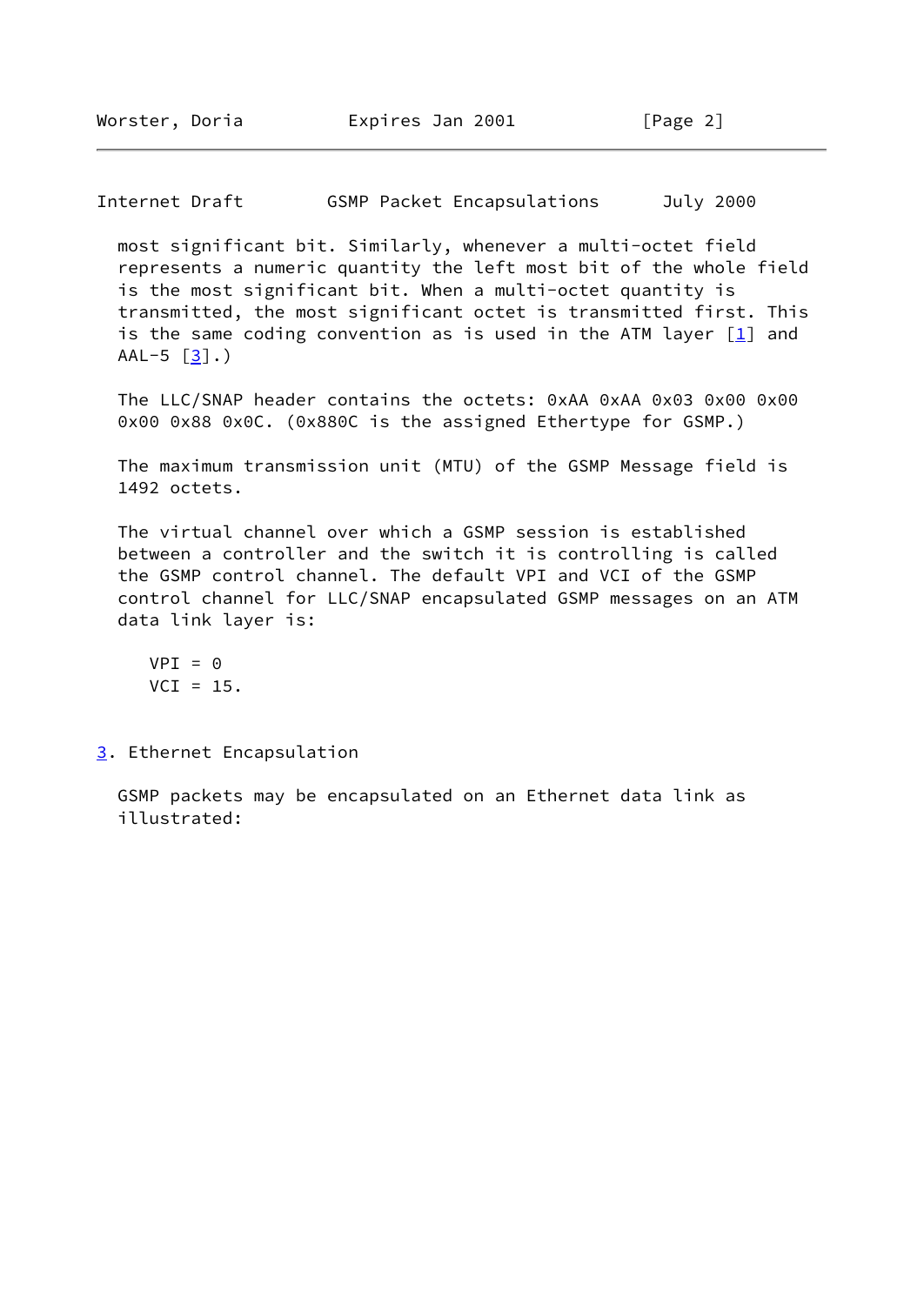most significant bit. Similarly, whenever a multi-octet field represents a numeric quantity the left most bit of the whole field is the most significant bit. When a multi-octet quantity is transmitted, the most significant octet is transmitted first. This is the same coding convention as is used in the ATM layer [1] and AAL-5 [3].)

The LLC/SNAP header contains the octets: 0xAA 0xAA 0x03 0x00 0x00 0x00 0x88 0x0C. (0x880C is the assigned Ethertype for GSMP.)

The maximum transmission unit (MTU) of the GSMP Message field is 1492 octets.

The virtual channel over which a GSMP session is established between a controller and the switch it is controlling is called the GSMP control channel. The default VPI and VCI of the GSMP control channel for LLC/SNAP encapsulated GSMP messages on an ATM data link layer is:

```
VPI = 0
VCI = 15.
```

## 3. Ethernet Encapsulation

GSMP packets may be encapsulated on an Ethernet data link as illustrated: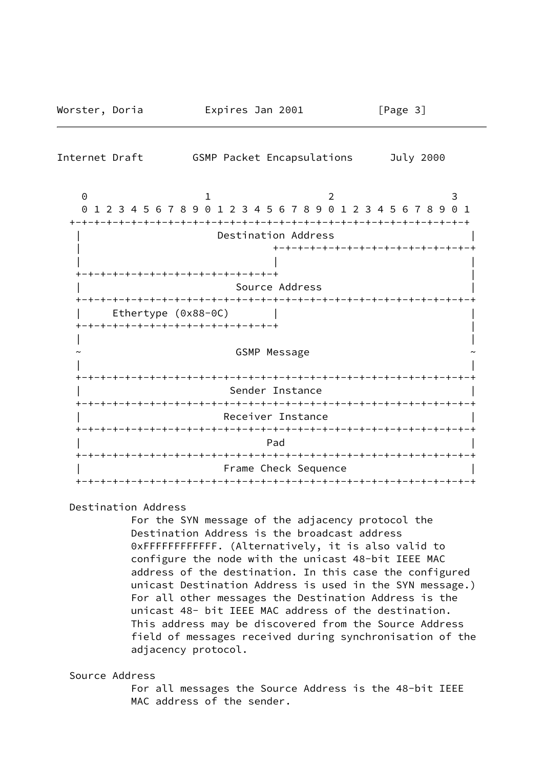```
    0                   1                   2                   3
    0 1 2 3 4 5 6 7 8 9 0 1 2 3 4 5 6 7 8 9 0 1 2 3 4 5 6 7 8 9 0 1
  +-+-+-+-+-+-+-+-+-+-+-+-+-+-+-+-+-+-+-+-+-+-+-+-+-+-+-+-+-+-+-+-+
   |                      Destination Address                      |
   |                               +-+-+-+-+-+-+-+-+-+-+-+-+-+-+-+-+
   |                               |                               |
   +-+-+-+-+-+-+-+-+-+-+-+-+-+-+-+-+                               |
   |                         Source Address                        |
   +-+-+-+-+-+-+-+-+-+-+-+-+-+-+-+-+-+-+-+-+-+-+-+-+-+-+-+-+-+-+-+-+
   |     Ethertype (0x88-0C)       |                               |
   +-+-+-+-+-+-+-+-+-+-+-+-+-+-+-+-+                               |
   |                                                               |
   ~                         GSMP Message                          ~
   |                                                               |
   +-+-+-+-+-+-+-+-+-+-+-+-+-+-+-+-+-+-+-+-+-+-+-+-+-+-+-+-+-+-+-+-+
   |                        Sender Instance                        |
   +-+-+-+-+-+-+-+-+-+-+-+-+-+-+-+-+-+-+-+-+-+-+-+-+-+-+-+-+-+-+-+-+
   |                       Receiver Instance                       |
   +-+-+-+-+-+-+-+-+-+-+-+-+-+-+-+-+-+-+-+-+-+-+-+-+-+-+-+-+-+-+-+-+
   |                              Pad                              |
   +-+-+-+-+-+-+-+-+-+-+-+-+-+-+-+-+-+-+-+-+-+-+-+-+-+-+-+-+-+-+-+-+
   |                       Frame Check Sequence                    |
   +-+-+-+-+-+-+-+-+-+-+-+-+-+-+-+-+-+-+-+-+-+-+-+-+-+-+-+-+-+-+-+-+
```

Destination Address

For the SYN message of the adjacency protocol the Destination Address is the broadcast address 0xFFFFFFFFFFFF. (Alternatively, it is also valid to configure the node with the unicast 48-bit IEEE MAC address of the destination. In this case the configured unicast Destination Address is used in the SYN message.) For all other messages the Destination Address is the unicast 48- bit IEEE MAC address of the destination. This address may be discovered from the Source Address field of messages received during synchronisation of the adjacency protocol.

Source Address

For all messages the Source Address is the 48-bit IEEE MAC address of the sender.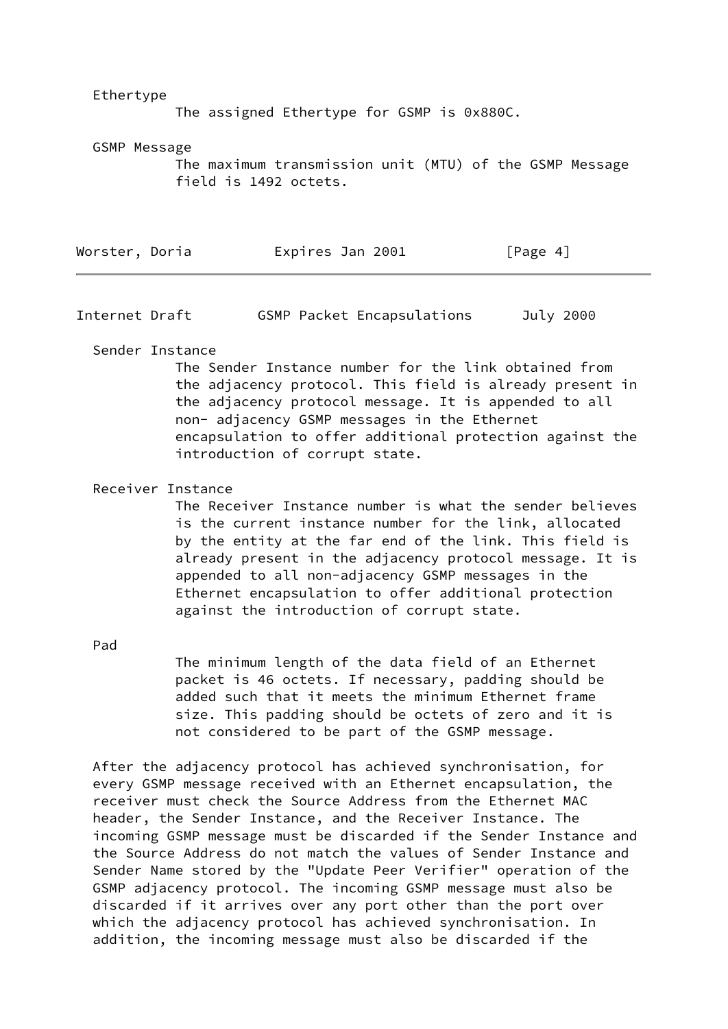Ethertype

The assigned Ethertype for GSMP is 0x880C.

GSMP Message

The maximum transmission unit (MTU) of the GSMP Message field is 1492 octets.

Sender Instance

The Sender Instance number for the link obtained from the adjacency protocol. This field is already present in the adjacency protocol message. It is appended to all non- adjacency GSMP messages in the Ethernet encapsulation to offer additional protection against the introduction of corrupt state.

Receiver Instance

The Receiver Instance number is what the sender believes is the current instance number for the link, allocated by the entity at the far end of the link. This field is already present in the adjacency protocol message. It is appended to all non-adjacency GSMP messages in the Ethernet encapsulation to offer additional protection against the introduction of corrupt state.

Pad

The minimum length of the data field of an Ethernet packet is 46 octets. If necessary, padding should be added such that it meets the minimum Ethernet frame size. This padding should be octets of zero and it is not considered to be part of the GSMP message.

After the adjacency protocol has achieved synchronisation, for every GSMP message received with an Ethernet encapsulation, the receiver must check the Source Address from the Ethernet MAC header, the Sender Instance, and the Receiver Instance. The incoming GSMP message must be discarded if the Sender Instance and the Source Address do not match the values of Sender Instance and Sender Name stored by the "Update Peer Verifier" operation of the GSMP adjacency protocol. The incoming GSMP message must also be discarded if it arrives over any port other than the port over which the adjacency protocol has achieved synchronisation. In addition, the incoming message must also be discarded if the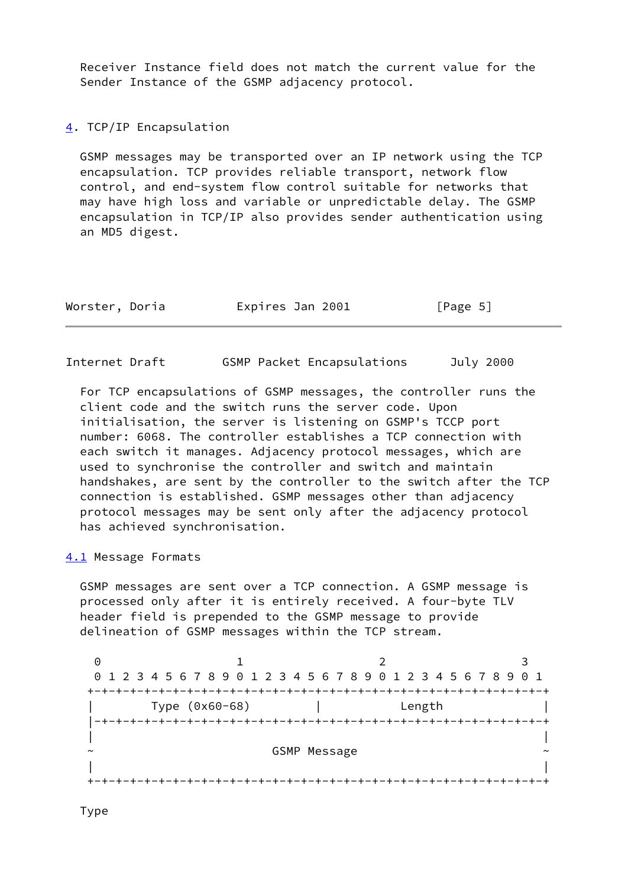Receiver Instance field does not match the current value for the Sender Instance of the GSMP adjacency protocol.

## 4. TCP/IP Encapsulation

GSMP messages may be transported over an IP network using the TCP encapsulation. TCP provides reliable transport, network flow control, and end-system flow control suitable for networks that may have high loss and variable or unpredictable delay. The GSMP encapsulation in TCP/IP also provides sender authentication using an MD5 digest.

For TCP encapsulations of GSMP messages, the controller runs the client code and the switch runs the server code. Upon initialisation, the server is listening on GSMP's TCCP port number: 6068. The controller establishes a TCP connection with each switch it manages. Adjacency protocol messages, which are used to synchronise the controller and switch and maintain handshakes, are sent by the controller to the switch after the TCP connection is established. GSMP messages other than adjacency protocol messages may be sent only after the adjacency protocol has achieved synchronisation.

### 4.1 Message Formats

GSMP messages are sent over a TCP connection. A GSMP message is processed only after it is entirely received. A four-byte TLV header field is prepended to the GSMP message to provide delineation of GSMP messages within the TCP stream.

```
 0                   1                   2                   3
 0 1 2 3 4 5 6 7 8 9 0 1 2 3 4 5 6 7 8 9 0 1 2 3 4 5 6 7 8 9 0 1
+-+-+-+-+-+-+-+-+-+-+-+-+-+-+-+-+-+-+-+-+-+-+-+-+-+-+-+-+-+-+-+-+
|        Type (0x60-68)         |            Length             |
|-+-+-+-+-+-+-+-+-+-+-+-+-+-+-+-+-+-+-+-+-+-+-+-+-+-+-+-+-+-+-+-+
|                                                               |
~                          GSMP Message                         ~
|                                                               |
+-+-+-+-+-+-+-+-+-+-+-+-+-+-+-+-+-+-+-+-+-+-+-+-+-+-+-+-+-+-+-+-+
```

Type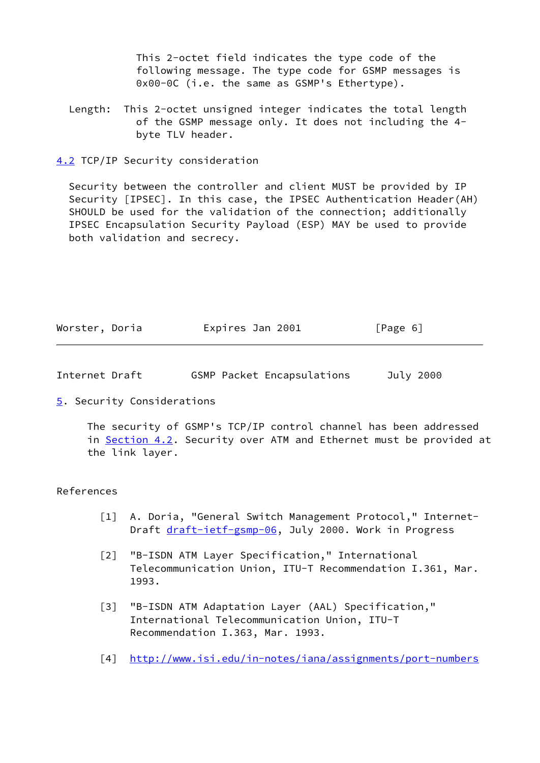This 2-octet field indicates the type code of the following message. The type code for GSMP messages is 0x00-0C (i.e. the same as GSMP's Ethertype).

Length: This 2-octet unsigned integer indicates the total length of the GSMP message only. It does not including the 4-byte TLV header.

### 4.2 TCP/IP Security consideration

Security between the controller and client MUST be provided by IP Security [IPSEC]. In this case, the IPSEC Authentication Header(AH) SHOULD be used for the validation of the connection; additionally IPSEC Encapsulation Security Payload (ESP) MAY be used to provide both validation and secrecy.

## 5. Security Considerations

The security of GSMP's TCP/IP control channel has been addressed in Section 4.2. Security over ATM and Ethernet must be provided at the link layer.

## References

[1] A. Doria, "General Switch Management Protocol," Internet-Draft draft-ietf-gsmp-06, July 2000. Work in Progress

[2] "B-ISDN ATM Layer Specification," International Telecommunication Union, ITU-T Recommendation I.361, Mar. 1993.

[3] "B-ISDN ATM Adaptation Layer (AAL) Specification," International Telecommunication Union, ITU-T Recommendation I.363, Mar. 1993.

[4] http://www.isi.edu/in-notes/iana/assignments/port-numbers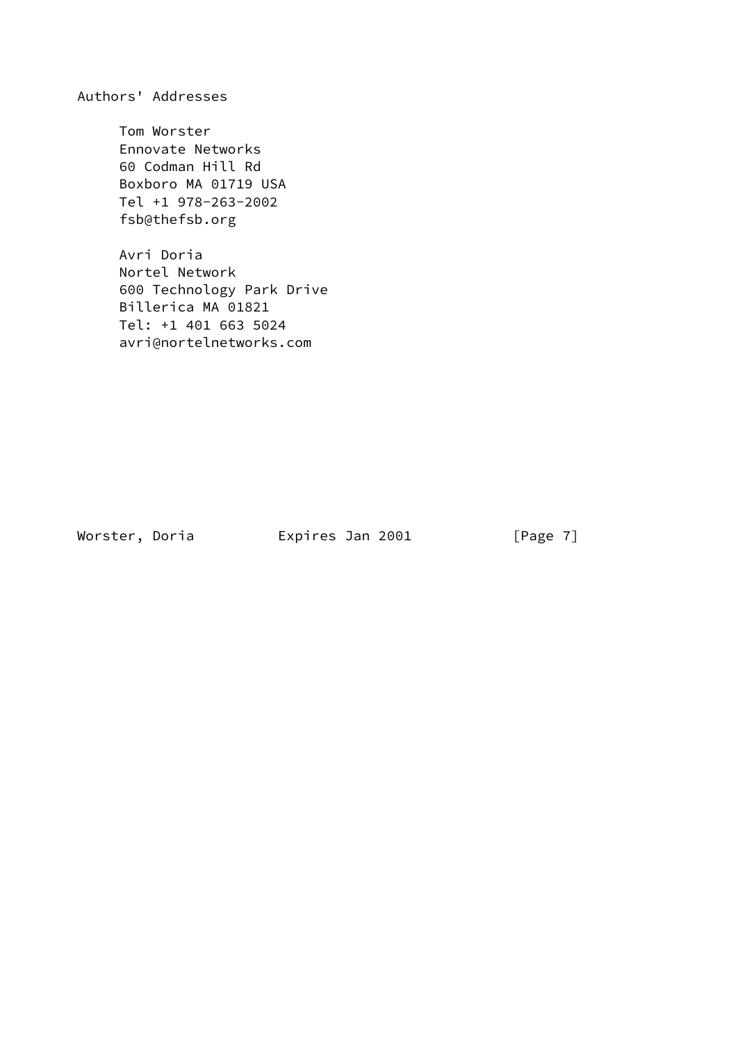## Authors' Addresses

Tom Worster
Ennovate Networks
60 Codman Hill Rd
Boxboro MA 01719 USA
Tel +1 978-263-2002
fsb@thefsb.org

Avri Doria
Nortel Network
600 Technology Park Drive
Billerica MA 01821
Tel: +1 401 663 5024
avri@nortelnetworks.com